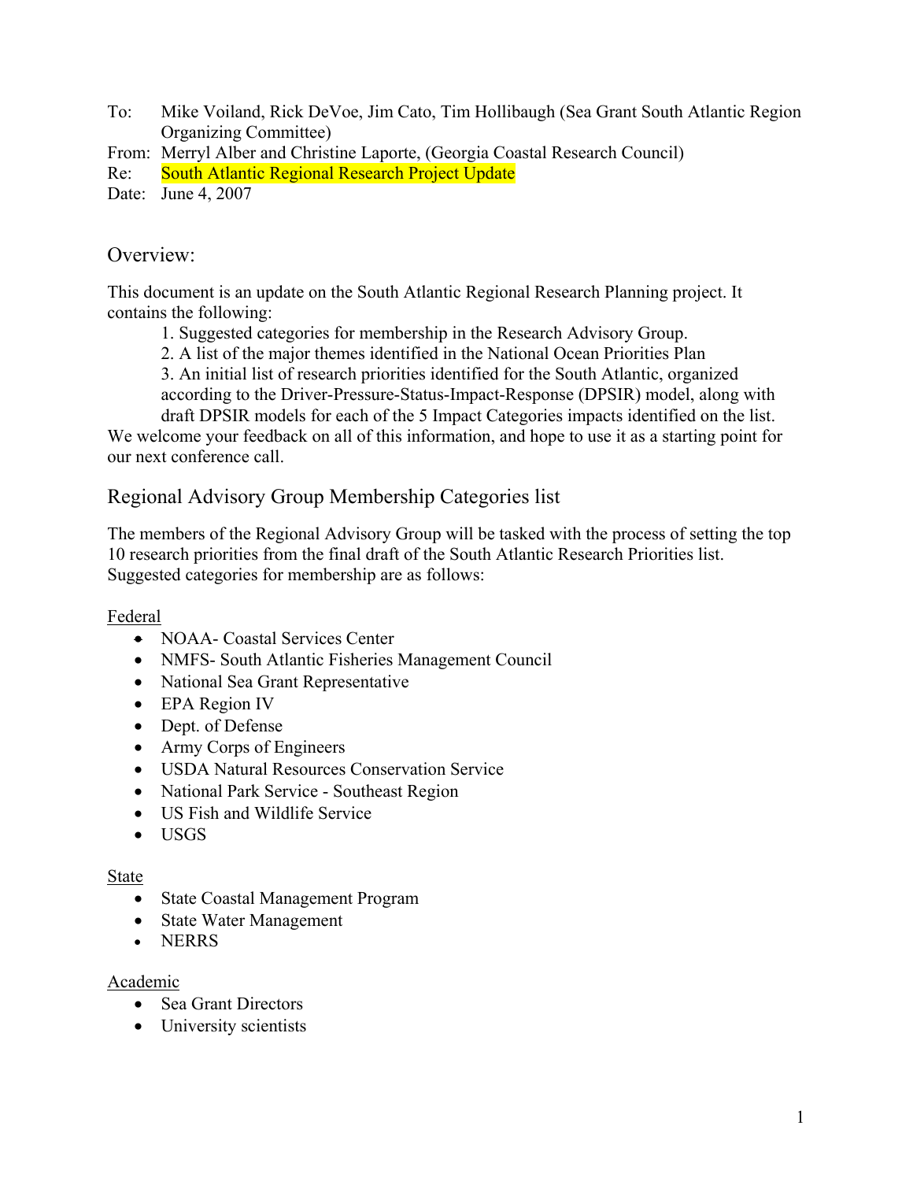To: Mike Voiland, Rick DeVoe, Jim Cato, Tim Hollibaugh (Sea Grant South Atlantic Region Organizing Committee)
From: Merryl Alber and Christine Laporte, (Georgia Coastal Research Council)
Re: South Atlantic Regional Research Project Update
Date: June 4, 2007

## Overview:

This document is an update on the South Atlantic Regional Research Planning project. It contains the following:

1. Suggested categories for membership in the Research Advisory Group.
2. A list of the major themes identified in the National Ocean Priorities Plan
3. An initial list of research priorities identified for the South Atlantic, organized according to the Driver-Pressure-Status-Impact-Response (DPSIR) model, along with draft DPSIR models for each of the 5 Impact Categories impacts identified on the list.

We welcome your feedback on all of this information, and hope to use it as a starting point for our next conference call.

## Regional Advisory Group Membership Categories list

The members of the Regional Advisory Group will be tasked with the process of setting the top 10 research priorities from the final draft of the South Atlantic Research Priorities list. Suggested categories for membership are as follows:

<u>Federal</u>

- NOAA- Coastal Services Center
- NMFS- South Atlantic Fisheries Management Council
- National Sea Grant Representative
- EPA Region IV
- Dept. of Defense
- Army Corps of Engineers
- USDA Natural Resources Conservation Service
- National Park Service - Southeast Region
- US Fish and Wildlife Service
- USGS

<u>State</u>

- State Coastal Management Program
- State Water Management
- NERRS

<u>Academic</u>

- Sea Grant Directors
- University scientists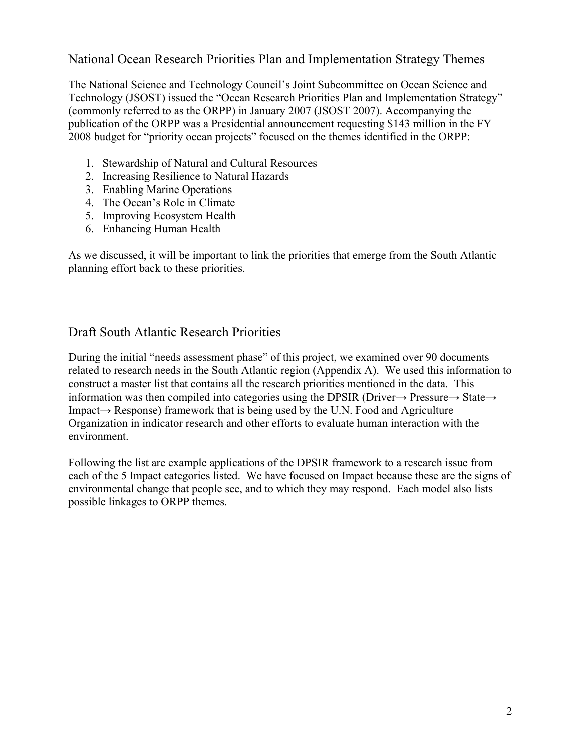## National Ocean Research Priorities Plan and Implementation Strategy Themes

The National Science and Technology Council's Joint Subcommittee on Ocean Science and Technology (JSOST) issued the "Ocean Research Priorities Plan and Implementation Strategy" (commonly referred to as the ORPP) in January 2007 (JSOST 2007). Accompanying the publication of the ORPP was a Presidential announcement requesting $143 million in the FY 2008 budget for "priority ocean projects" focused on the themes identified in the ORPP:

1. Stewardship of Natural and Cultural Resources
2. Increasing Resilience to Natural Hazards
3. Enabling Marine Operations
4. The Ocean's Role in Climate
5. Improving Ecosystem Health
6. Enhancing Human Health

As we discussed, it will be important to link the priorities that emerge from the South Atlantic planning effort back to these priorities.

## Draft South Atlantic Research Priorities

During the initial "needs assessment phase" of this project, we examined over 90 documents related to research needs in the South Atlantic region (Appendix A). We used this information to construct a master list that contains all the research priorities mentioned in the data. This information was then compiled into categories using the DPSIR (Driver→ Pressure→ State→ Impact→ Response) framework that is being used by the U.N. Food and Agriculture Organization in indicator research and other efforts to evaluate human interaction with the environment.

Following the list are example applications of the DPSIR framework to a research issue from each of the 5 Impact categories listed. We have focused on Impact because these are the signs of environmental change that people see, and to which they may respond. Each model also lists possible linkages to ORPP themes.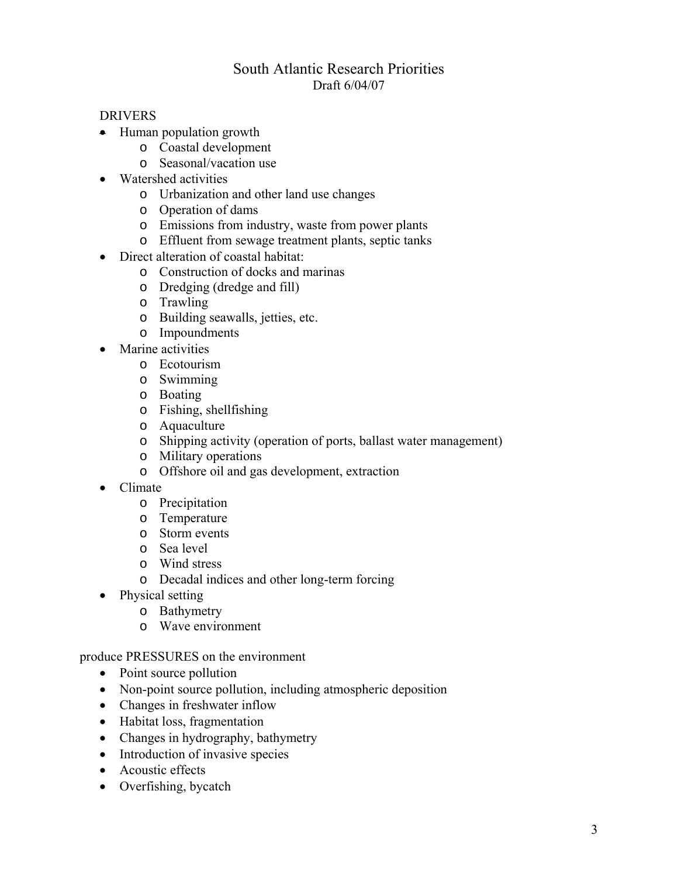# South Atlantic Research Priorities

Draft 6/04/07

DRIVERS

- Human population growth
  - Coastal development
  - Seasonal/vacation use
- Watershed activities
  - Urbanization and other land use changes
  - Operation of dams
  - Emissions from industry, waste from power plants
  - Effluent from sewage treatment plants, septic tanks
- Direct alteration of coastal habitat:
  - Construction of docks and marinas
  - Dredging (dredge and fill)
  - Trawling
  - Building seawalls, jetties, etc.
  - Impoundments
- Marine activities
  - Ecotourism
  - Swimming
  - Boating
  - Fishing, shellfishing
  - Aquaculture
  - Shipping activity (operation of ports, ballast water management)
  - Military operations
  - Offshore oil and gas development, extraction
- Climate
  - Precipitation
  - Temperature
  - Storm events
  - Sea level
  - Wind stress
  - Decadal indices and other long-term forcing
- Physical setting
  - Bathymetry
  - Wave environment

produce PRESSURES on the environment

- Point source pollution
- Non-point source pollution, including atmospheric deposition
- Changes in freshwater inflow
- Habitat loss, fragmentation
- Changes in hydrography, bathymetry
- Introduction of invasive species
- Acoustic effects
- Overfishing, bycatch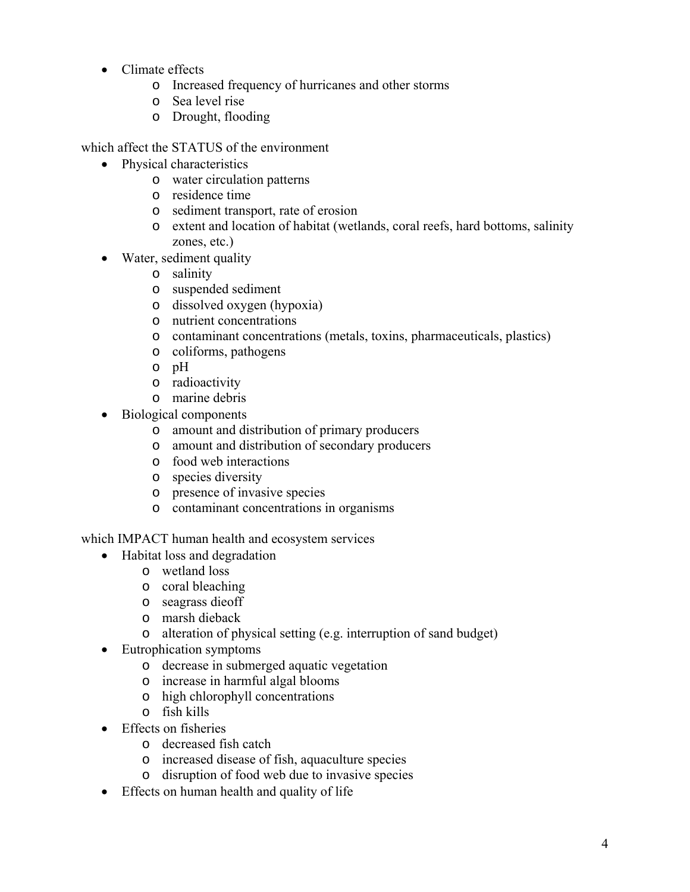- Climate effects
  - Increased frequency of hurricanes and other storms
  - Sea level rise
  - Drought, flooding

which affect the STATUS of the environment

- Physical characteristics
  - water circulation patterns
  - residence time
  - sediment transport, rate of erosion
  - extent and location of habitat (wetlands, coral reefs, hard bottoms, salinity zones, etc.)
- Water, sediment quality
  - salinity
  - suspended sediment
  - dissolved oxygen (hypoxia)
  - nutrient concentrations
  - contaminant concentrations (metals, toxins, pharmaceuticals, plastics)
  - coliforms, pathogens
  - pH
  - radioactivity
  - marine debris
- Biological components
  - amount and distribution of primary producers
  - amount and distribution of secondary producers
  - food web interactions
  - species diversity
  - presence of invasive species
  - contaminant concentrations in organisms

which IMPACT human health and ecosystem services

- Habitat loss and degradation
  - wetland loss
  - coral bleaching
  - seagrass dieoff
  - marsh dieback
  - alteration of physical setting (e.g. interruption of sand budget)
- Eutrophication symptoms
  - decrease in submerged aquatic vegetation
  - increase in harmful algal blooms
  - high chlorophyll concentrations
  - fish kills
- Effects on fisheries
  - decreased fish catch
  - increased disease of fish, aquaculture species
  - disruption of food web due to invasive species
- Effects on human health and quality of life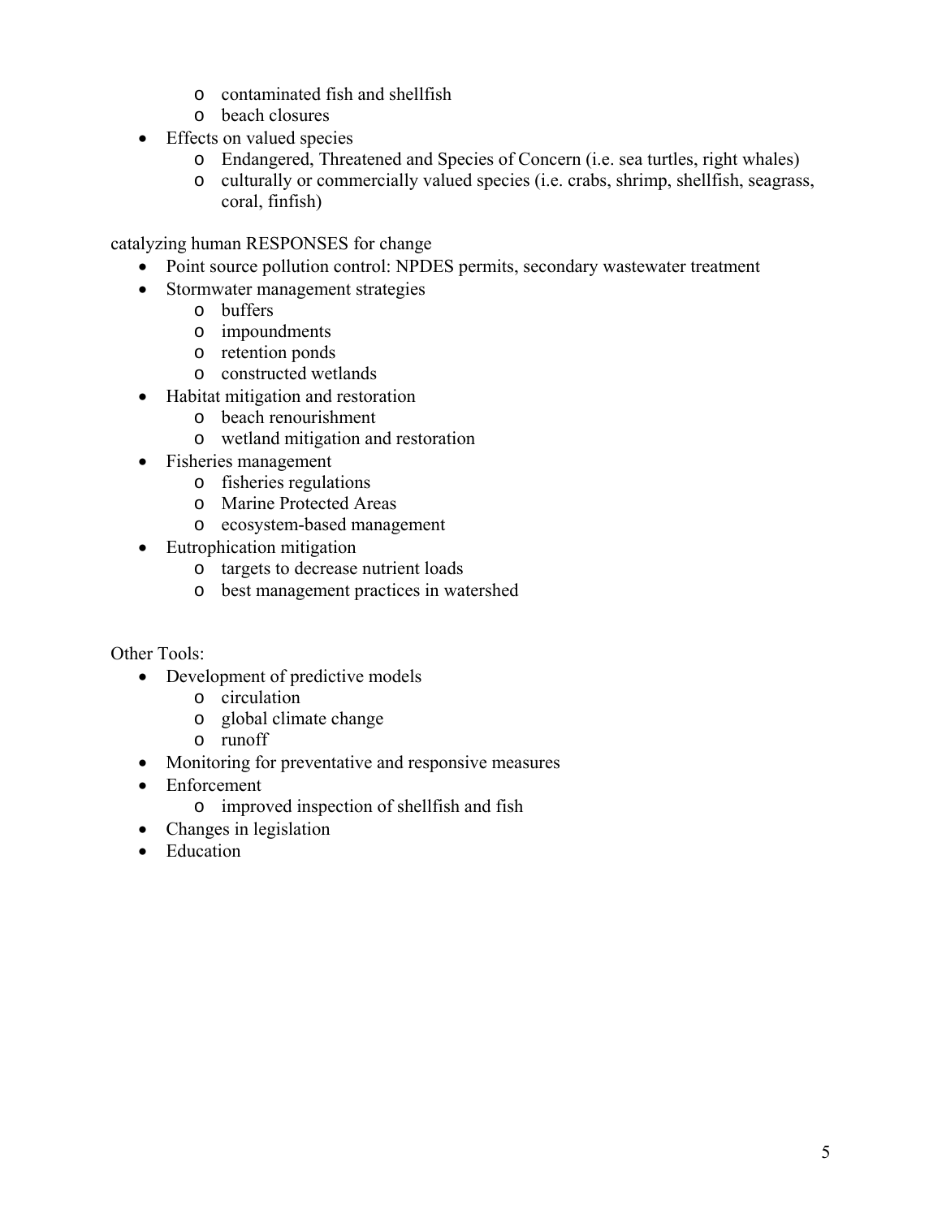- contaminated fish and shellfish
  - beach closures
- Effects on valued species
  - Endangered, Threatened and Species of Concern (i.e. sea turtles, right whales)
  - culturally or commercially valued species (i.e. crabs, shrimp, shellfish, seagrass, coral, finfish)

catalyzing human RESPONSES for change

- Point source pollution control: NPDES permits, secondary wastewater treatment
- Stormwater management strategies
  - buffers
  - impoundments
  - retention ponds
  - constructed wetlands
- Habitat mitigation and restoration
  - beach renourishment
  - wetland mitigation and restoration
- Fisheries management
  - fisheries regulations
  - Marine Protected Areas
  - ecosystem-based management
- Eutrophication mitigation
  - targets to decrease nutrient loads
  - best management practices in watershed

Other Tools:

- Development of predictive models
  - circulation
  - global climate change
  - runoff
- Monitoring for preventative and responsive measures
- Enforcement
  - improved inspection of shellfish and fish
- Changes in legislation
- Education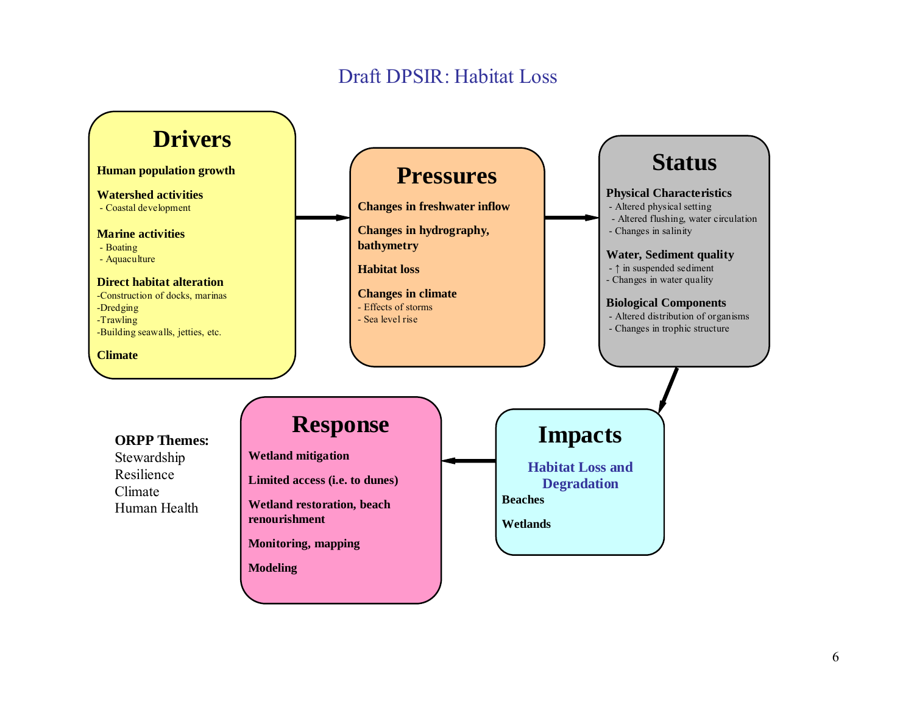# Draft DPSIR: Habitat Loss

## Drivers

**Human population growth**

**Watershed activities**
- Coastal development

**Marine activities**
- Boating
- Aquaculture

**Direct habitat alteration**
- Construction of docks, marinas
- Dredging
- Trawling
- Building seawalls, jetties, etc.

**Climate**

## Pressures

**Changes in freshwater inflow**

**Changes in hydrography, bathymetry**

**Habitat loss**

**Changes in climate**
- Effects of storms
- Sea level rise

## Status

**Physical Characteristics**
- Altered physical setting
- Altered flushing, water circulation
- Changes in salinity

**Water, Sediment quality**
- ↑ in suspended sediment
- Changes in water quality

**Biological Components**
- Altered distribution of organisms
- Changes in trophic structure

## Impacts

**Habitat Loss and Degradation**

**Beaches**

**Wetlands**

## Response

**Wetland mitigation**

**Limited access (i.e. to dunes)**

**Wetland restoration, beach renourishment**

**Monitoring, mapping**

**Modeling**

**ORPP Themes:**

Stewardship
Resilience
Climate
Human Health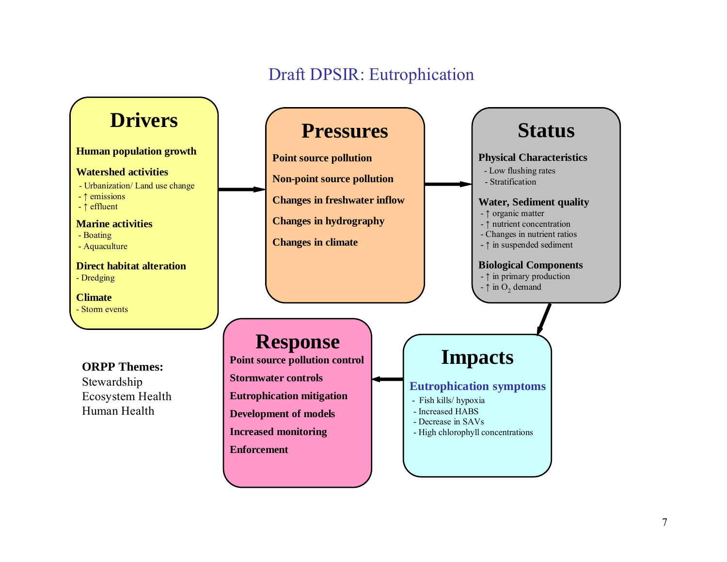# Draft DPSIR: Eutrophication

## Drivers

**Human population growth**

**Watershed activities**
- Urbanization/ Land use change
- ↑ emissions
- ↑ effluent

**Marine activities**
- Boating
- Aquaculture

**Direct habitat alteration**
- Dredging

**Climate**
- Storm events

→

## Pressures

**Point source pollution**

**Non-point source pollution**

**Changes in freshwater inflow**

**Changes in hydrography**

**Changes in climate**

→

## Status

**Physical Characteristics**
- Low flushing rates
- Stratification

**Water, Sediment quality**
- ↑ organic matter
- ↑ nutrient concentration
- Changes in nutrient ratios
- ↑ in suspended sediment

**Biological Components**
- ↑ in primary production
- ↑ in $O_2$ demand

→

## Impacts

**Eutrophication symptoms**
- Fish kills/ hypoxia
- Increased HABS
- Decrease in SAVs
- High chlorophyll concentrations

→

## Response

**Point source pollution control**

**Stormwater controls**

**Eutrophication mitigation**

**Development of models**

**Increased monitoring**

**Enforcement**

**ORPP Themes:**
Stewardship
Ecosystem Health
Human Health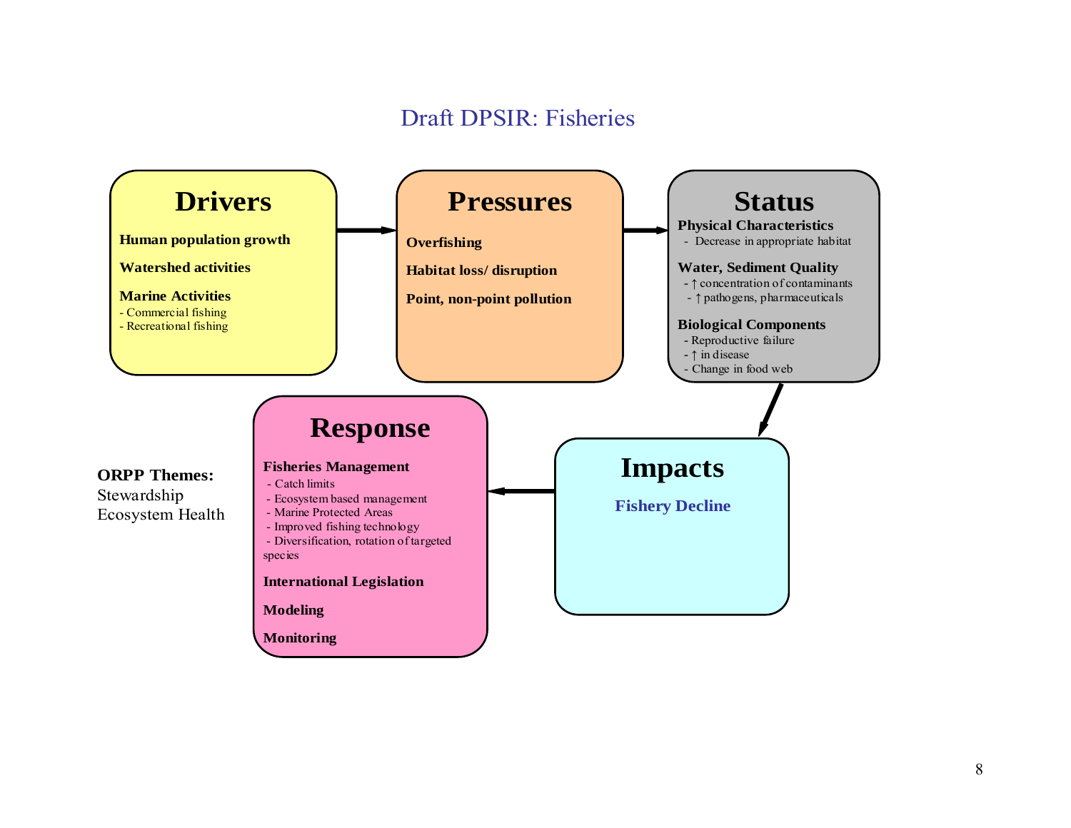# Draft DPSIR: Fisheries

## Drivers

**Human population growth**

**Watershed activities**

**Marine Activities**
- Commercial fishing
- Recreational fishing

## Pressures

**Overfishing**

**Habitat loss/ disruption**

**Point, non-point pollution**

## Status

**Physical Characteristics**
- Decrease in appropriate habitat

**Water, Sediment Quality**
- ↑ concentration of contaminants
- ↑ pathogens, pharmaceuticals

**Biological Components**
- Reproductive failure
- ↑ in disease
- Change in food web

## Impacts

**Fishery Decline**

## Response

**Fisheries Management**
- Catch limits
- Ecosystem based management
- Marine Protected Areas
- Improved fishing technology
- Diversification, rotation of targeted species

**International Legislation**

**Modeling**

**Monitoring**

**ORPP Themes:**
Stewardship
Ecosystem Health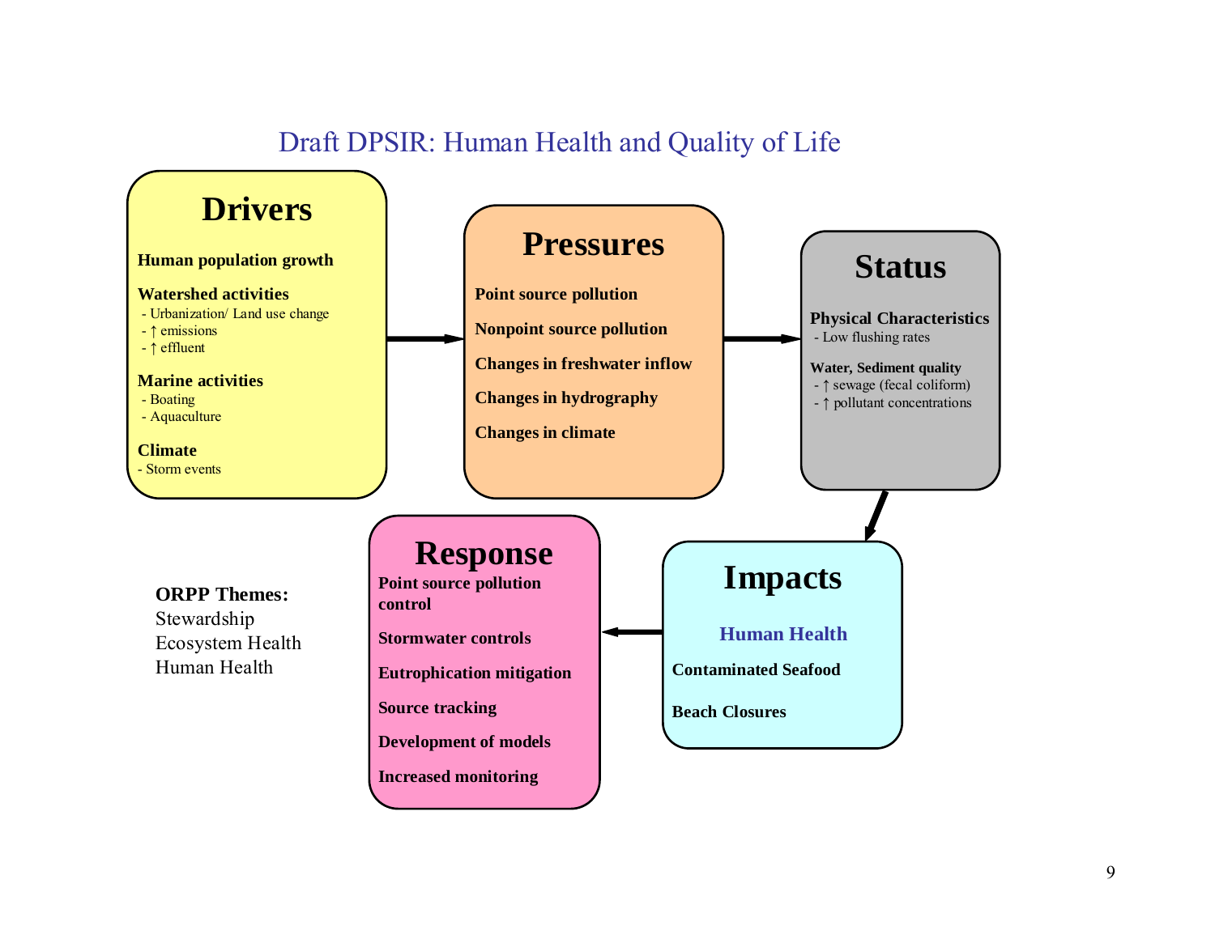# Draft DPSIR: Human Health and Quality of Life

## Drivers

**Human population growth**

**Watershed activities**
- Urbanization/ Land use change
- ↑ emissions
- ↑ effluent

**Marine activities**
- Boating
- Aquaculture

**Climate**
- Storm events

## Pressures

**Point source pollution**

**Nonpoint source pollution**

**Changes in freshwater inflow**

**Changes in hydrography**

**Changes in climate**

## Status

**Physical Characteristics**
- Low flushing rates

**Water, Sediment quality**
- ↑ sewage (fecal coliform)
- ↑ pollutant concentrations

## Impacts

**Human Health**

**Contaminated Seafood**

**Beach Closures**

## Response

**Point source pollution control**

**Stormwater controls**

**Eutrophication mitigation**

**Source tracking**

**Development of models**

**Increased monitoring**

**ORPP Themes:**
Stewardship
Ecosystem Health
Human Health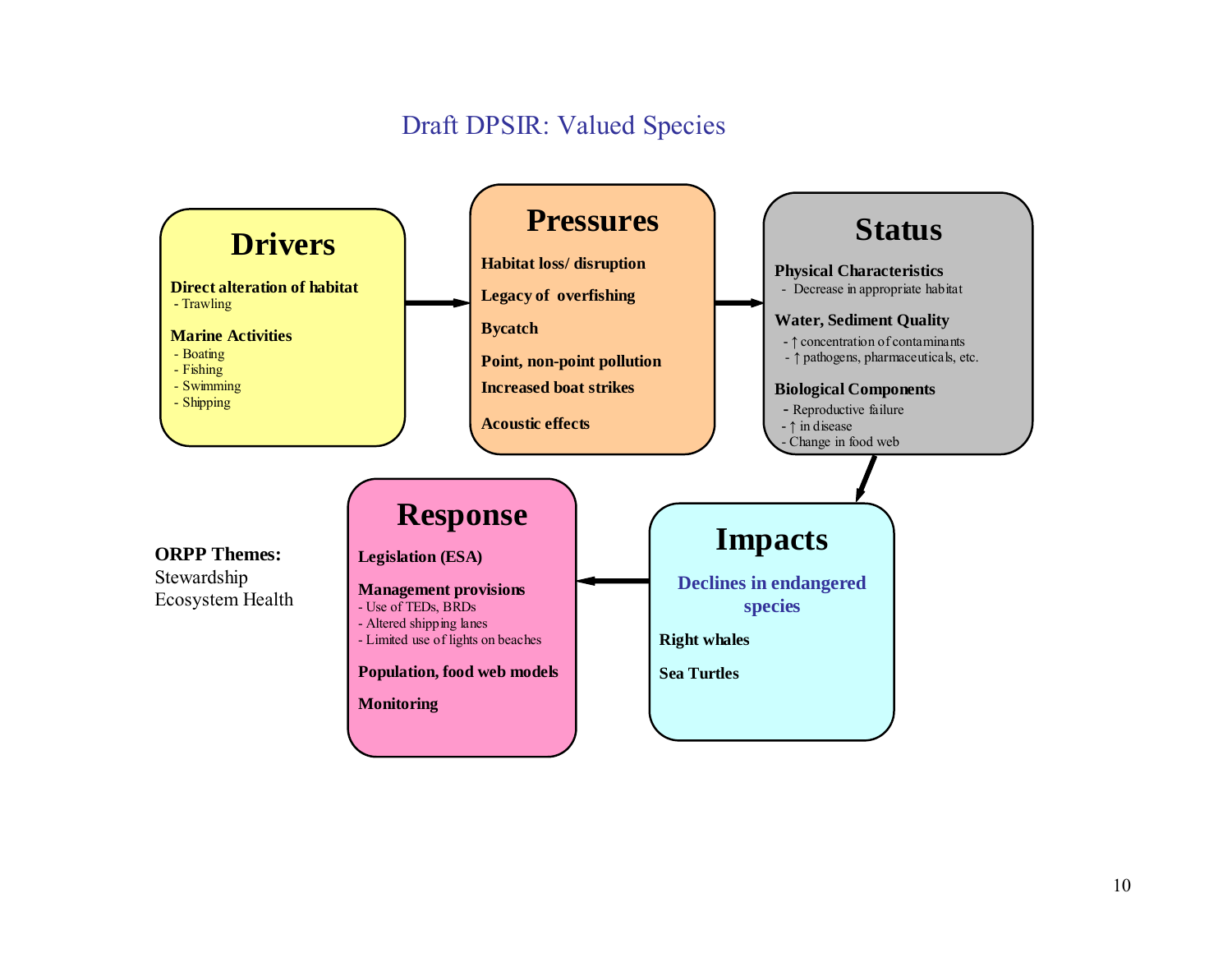## Draft DPSIR: Valued Species

### Drivers

**Direct alteration of habitat**
- Trawling

**Marine Activities**
- Boating
- Fishing
- Swimming
- Shipping

### Pressures

**Habitat loss/ disruption**

**Legacy of overfishing**

**Bycatch**

**Point, non-point pollution**

**Increased boat strikes**

**Acoustic effects**

### Status

**Physical Characteristics**
- Decrease in appropriate habitat

**Water, Sediment Quality**
- ↑ concentration of contaminants
- ↑ pathogens, pharmaceuticals, etc.

**Biological Components**
- Reproductive failure
- ↑ in disease
- Change in food web

### Impacts

**Declines in endangered species**

**Right whales**

**Sea Turtles**

### Response

**Legislation (ESA)**

**Management provisions**
- Use of TEDs, BRDs
- Altered shipping lanes
- Limited use of lights on beaches

**Population, food web models**

**Monitoring**

**ORPP Themes:**
Stewardship
Ecosystem Health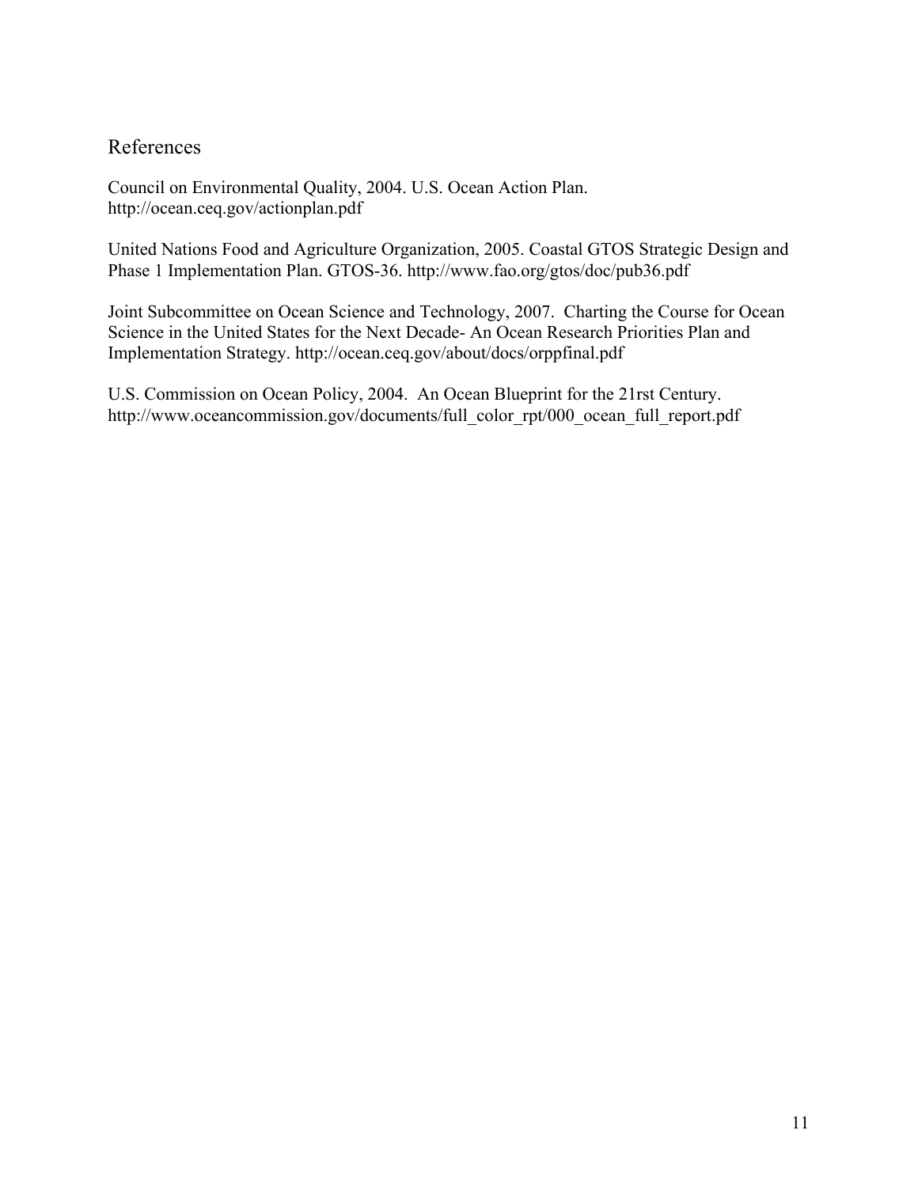## References

Council on Environmental Quality, 2004. U.S. Ocean Action Plan. http://ocean.ceq.gov/actionplan.pdf

United Nations Food and Agriculture Organization, 2005. Coastal GTOS Strategic Design and Phase 1 Implementation Plan. GTOS-36. http://www.fao.org/gtos/doc/pub36.pdf

Joint Subcommittee on Ocean Science and Technology, 2007. Charting the Course for Ocean Science in the United States for the Next Decade- An Ocean Research Priorities Plan and Implementation Strategy. http://ocean.ceq.gov/about/docs/orppfinal.pdf

U.S. Commission on Ocean Policy, 2004. An Ocean Blueprint for the 21rst Century. http://www.oceancommission.gov/documents/full_color_rpt/000_ocean_full_report.pdf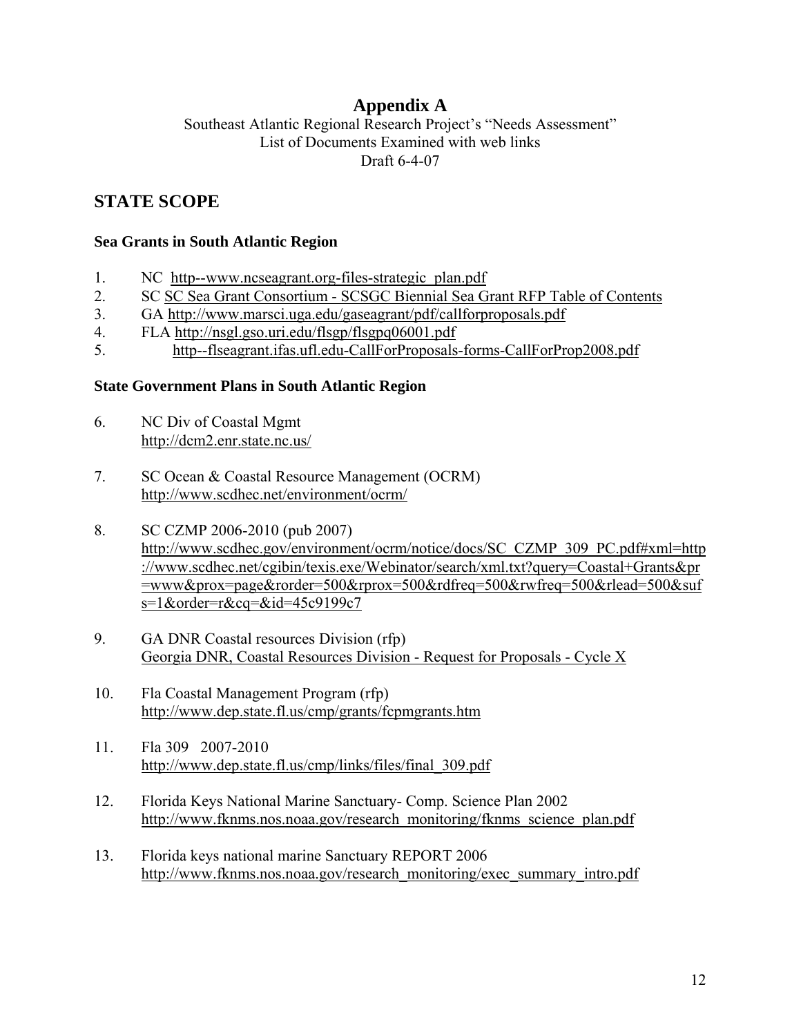# Appendix A

Southeast Atlantic Regional Research Project's "Needs Assessment"
List of Documents Examined with web links
Draft 6-4-07

## STATE SCOPE

### Sea Grants in South Atlantic Region

1. NC http--www.ncseagrant.org-files-strategic_plan.pdf
2. SC SC Sea Grant Consortium - SCSGC Biennial Sea Grant RFP Table of Contents
3. GA http://www.marsci.uga.edu/gaseagrant/pdf/callforproposals.pdf
4. FLA http://nsgl.gso.uri.edu/flsgp/flsgpq06001.pdf
5. http--flseagrant.ifas.ufl.edu-CallForProposals-forms-CallForProp2008.pdf

### State Government Plans in South Atlantic Region

6. NC Div of Coastal Mgmt
   http://dcm2.enr.state.nc.us/

7. SC Ocean & Coastal Resource Management (OCRM)
   http://www.scdhec.net/environment/ocrm/

8. SC CZMP 2006-2010 (pub 2007)
   http://www.scdhec.gov/environment/ocrm/notice/docs/SC_CZMP_309_PC.pdf#xml=http://www.scdhec.net/cgibin/texis.exe/Webinator/search/xml.txt?query=Coastal+Grants&pr=www&prox=page&rorder=500&rprox=500&rdfreq=500&rwfreq=500&rlead=500&sufs=1&order=r&cq=&id=45c9199c7

9. GA DNR Coastal resources Division (rfp)
   Georgia DNR, Coastal Resources Division - Request for Proposals - Cycle X

10. Fla Coastal Management Program (rfp)
    http://www.dep.state.fl.us/cmp/grants/fcpmgrants.htm

11. Fla 309 2007-2010
    http://www.dep.state.fl.us/cmp/links/files/final_309.pdf

12. Florida Keys National Marine Sanctuary- Comp. Science Plan 2002
    http://www.fknms.nos.noaa.gov/research_monitoring/fknms_science_plan.pdf

13. Florida keys national marine Sanctuary REPORT 2006
    http://www.fknms.nos.noaa.gov/research_monitoring/exec_summary_intro.pdf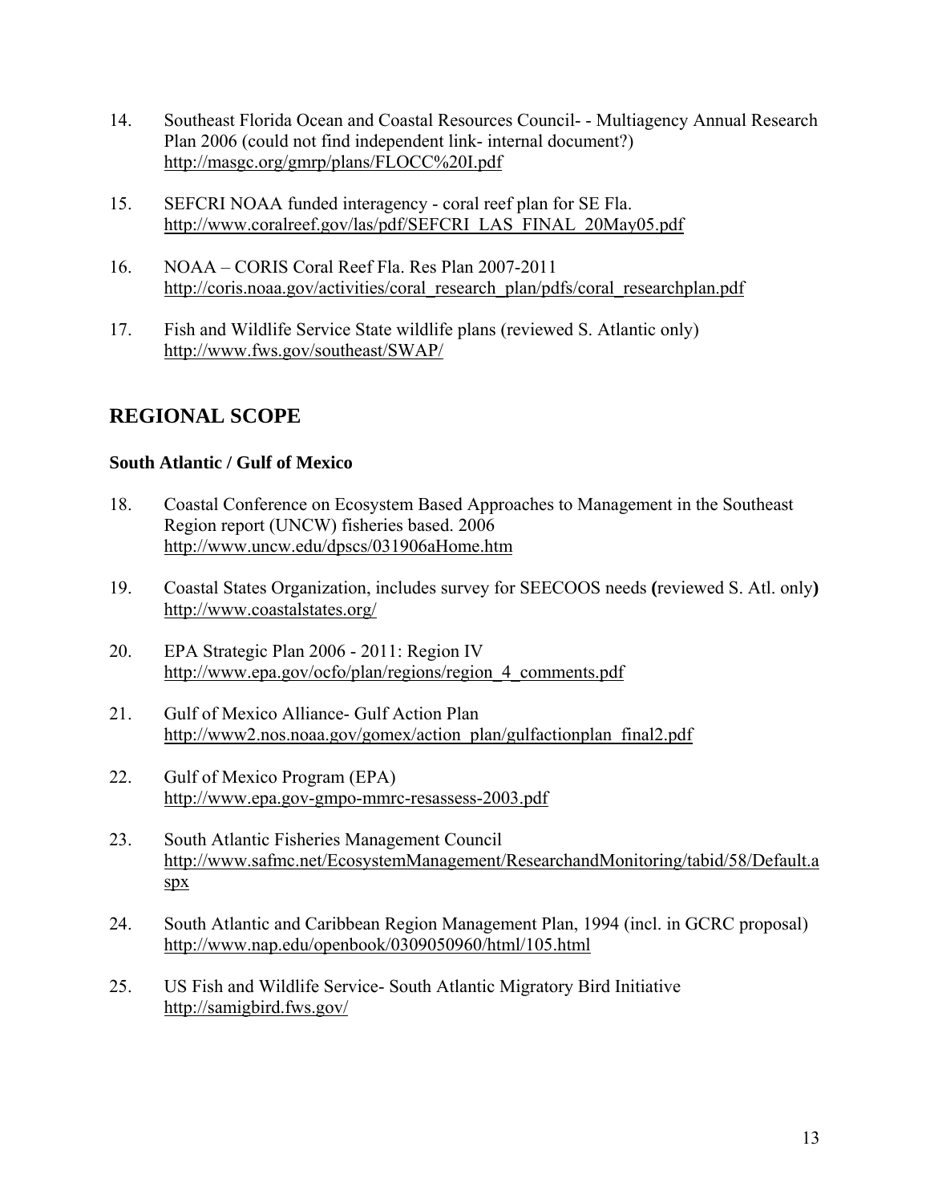14. Southeast Florida Ocean and Coastal Resources Council- - Multiagency Annual Research Plan 2006 (could not find independent link- internal document?)
http://masgc.org/gmrp/plans/FLOCC%20I.pdf

15. SEFCRI NOAA funded interagency - coral reef plan for SE Fla.
http://www.coralreef.gov/las/pdf/SEFCRI_LAS_FINAL_20May05.pdf

16. NOAA – CORIS Coral Reef Fla. Res Plan 2007-2011
http://coris.noaa.gov/activities/coral_research_plan/pdfs/coral_researchplan.pdf

17. Fish and Wildlife Service State wildlife plans (reviewed S. Atlantic only)
http://www.fws.gov/southeast/SWAP/

## REGIONAL SCOPE

### South Atlantic / Gulf of Mexico

18. Coastal Conference on Ecosystem Based Approaches to Management in the Southeast Region report (UNCW) fisheries based. 2006
http://www.uncw.edu/dpscs/031906aHome.htm

19. Coastal States Organization, includes survey for SEECOOS needs **(**reviewed S. Atl. only**)**
http://www.coastalstates.org/

20. EPA Strategic Plan 2006 - 2011: Region IV
http://www.epa.gov/ocfo/plan/regions/region_4_comments.pdf

21. Gulf of Mexico Alliance- Gulf Action Plan
http://www2.nos.noaa.gov/gomex/action_plan/gulfactionplan_final2.pdf

22. Gulf of Mexico Program (EPA)
http://www.epa.gov-gmpo-mmrc-resassess-2003.pdf

23. South Atlantic Fisheries Management Council
http://www.safmc.net/EcosystemManagement/ResearchandMonitoring/tabid/58/Default.aspx

24. South Atlantic and Caribbean Region Management Plan, 1994 (incl. in GCRC proposal)
http://www.nap.edu/openbook/0309050960/html/105.html

25. US Fish and Wildlife Service- South Atlantic Migratory Bird Initiative
http://samigbird.fws.gov/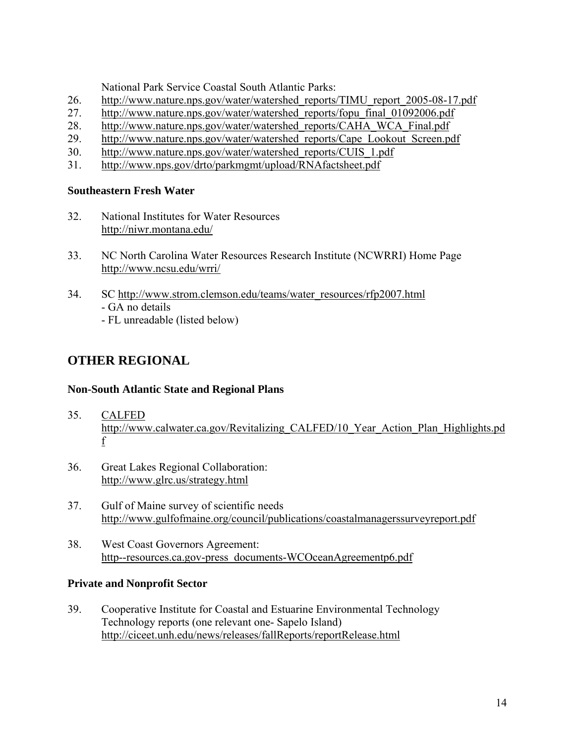National Park Service Coastal South Atlantic Parks:

26. http://www.nature.nps.gov/water/watershed_reports/TIMU_report_2005-08-17.pdf
27. http://www.nature.nps.gov/water/watershed_reports/fopu_final_01092006.pdf
28. http://www.nature.nps.gov/water/watershed_reports/CAHA_WCA_Final.pdf
29. http://www.nature.nps.gov/water/watershed_reports/Cape_Lookout_Screen.pdf
30. http://www.nature.nps.gov/water/watershed_reports/CUIS_1.pdf
31. http://www.nps.gov/drto/parkmgmt/upload/RNAfactsheet.pdf

**Southeastern Fresh Water**

32. National Institutes for Water Resources
    http://niwr.montana.edu/

33. NC North Carolina Water Resources Research Institute (NCWRRI) Home Page
    http://www.ncsu.edu/wrri/

34. SC http://www.strom.clemson.edu/teams/water_resources/rfp2007.html
    - GA no details
    - FL unreadable (listed below)

## OTHER REGIONAL

**Non-South Atlantic State and Regional Plans**

35. CALFED
    http://www.calwater.ca.gov/Revitalizing_CALFED/10_Year_Action_Plan_Highlights.pdf

36. Great Lakes Regional Collaboration:
    http://www.glrc.us/strategy.html

37. Gulf of Maine survey of scientific needs
    http://www.gulfofmaine.org/council/publications/coastalmanagerssurveyreport.pdf

38. West Coast Governors Agreement:
    http--resources.ca.gov-press_documents-WCOceanAgreementp6.pdf

**Private and Nonprofit Sector**

39. Cooperative Institute for Coastal and Estuarine Environmental Technology
    Technology reports (one relevant one- Sapelo Island)
    http://ciceet.unh.edu/news/releases/fallReports/reportRelease.html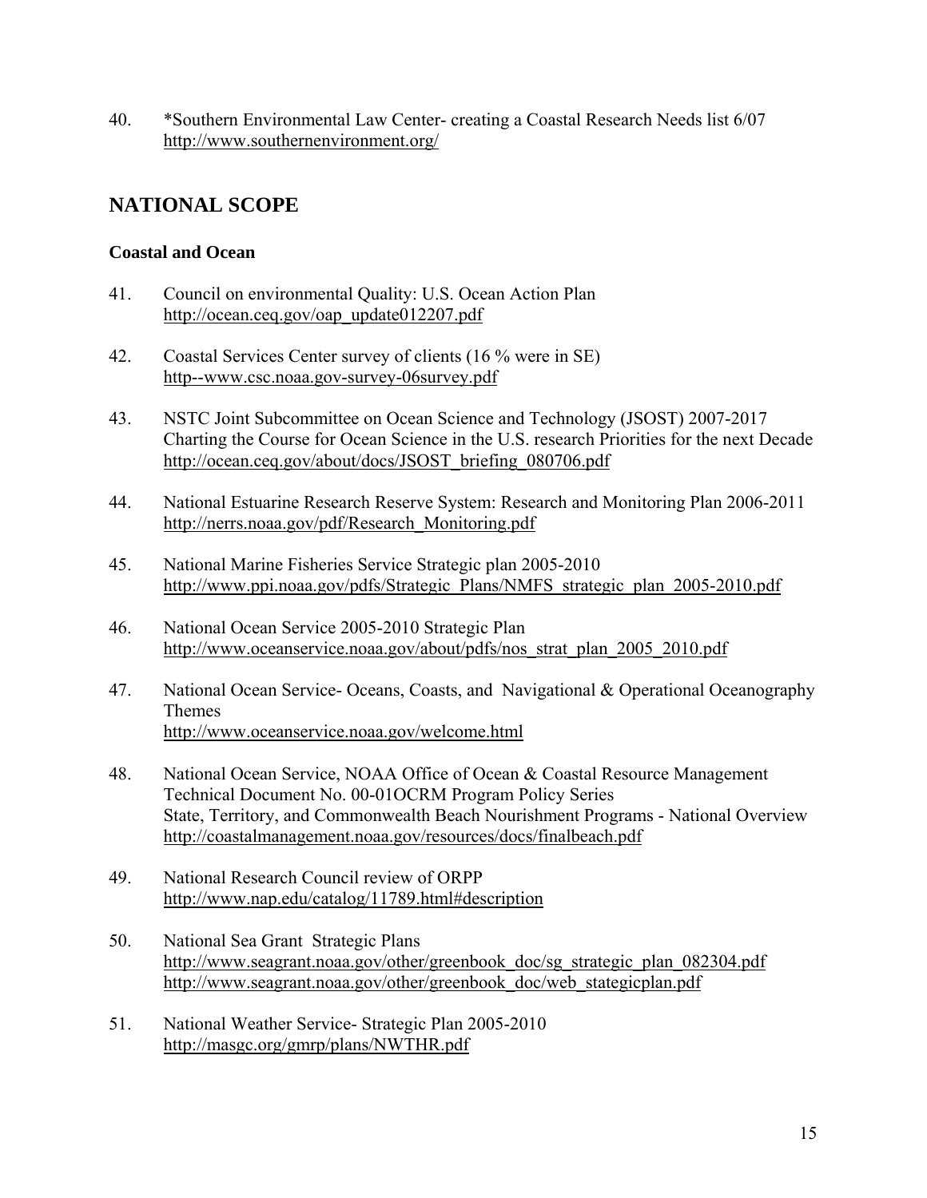40. *Southern Environmental Law Center- creating a Coastal Research Needs list 6/07
    http://www.southernenvironment.org/

## NATIONAL SCOPE

### Coastal and Ocean

41. Council on environmental Quality: U.S. Ocean Action Plan
    http://ocean.ceq.gov/oap_update012207.pdf

42. Coastal Services Center survey of clients (16 % were in SE)
    http--www.csc.noaa.gov-survey-06survey.pdf

43. NSTC Joint Subcommittee on Ocean Science and Technology (JSOST) 2007-2017 Charting the Course for Ocean Science in the U.S. research Priorities for the next Decade
    http://ocean.ceq.gov/about/docs/JSOST_briefing_080706.pdf

44. National Estuarine Research Reserve System: Research and Monitoring Plan 2006-2011
    http://nerrs.noaa.gov/pdf/Research_Monitoring.pdf

45. National Marine Fisheries Service Strategic plan 2005-2010
    http://www.ppi.noaa.gov/pdfs/Strategic_Plans/NMFS_strategic_plan_2005-2010.pdf

46. National Ocean Service 2005-2010 Strategic Plan
    http://www.oceanservice.noaa.gov/about/pdfs/nos_strat_plan_2005_2010.pdf

47. National Ocean Service- Oceans, Coasts, and Navigational & Operational Oceanography Themes
    http://www.oceanservice.noaa.gov/welcome.html

48. National Ocean Service, NOAA Office of Ocean & Coastal Resource Management Technical Document No. 00-01OCRM Program Policy Series
    State, Territory, and Commonwealth Beach Nourishment Programs - National Overview
    http://coastalmanagement.noaa.gov/resources/docs/finalbeach.pdf

49. National Research Council review of ORPP
    http://www.nap.edu/catalog/11789.html#description

50. National Sea Grant Strategic Plans
    http://www.seagrant.noaa.gov/other/greenbook_doc/sg_strategic_plan_082304.pdf
    http://www.seagrant.noaa.gov/other/greenbook_doc/web_stategicplan.pdf

51. National Weather Service- Strategic Plan 2005-2010
    http://masgc.org/gmrp/plans/NWTHR.pdf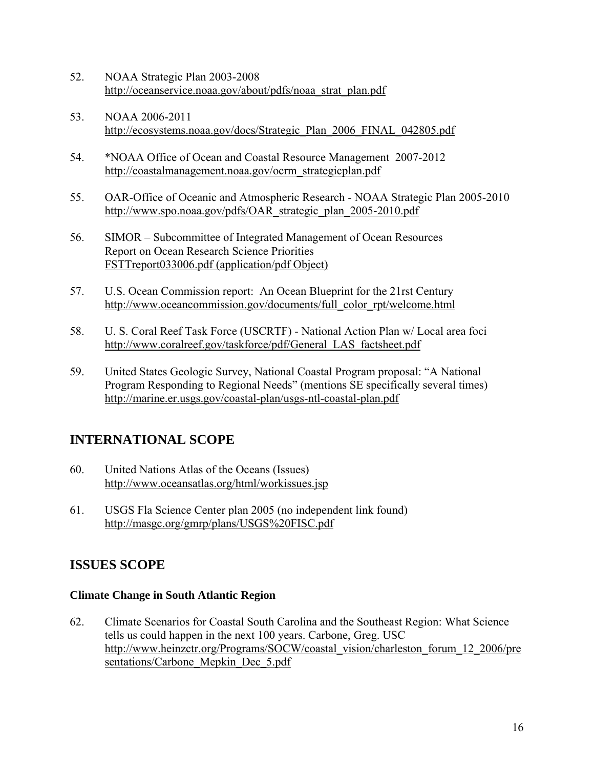52. NOAA Strategic Plan 2003-2008
    http://oceanservice.noaa.gov/about/pdfs/noaa_strat_plan.pdf

53. NOAA 2006-2011
    http://ecosystems.noaa.gov/docs/Strategic_Plan_2006_FINAL_042805.pdf

54. *NOAA Office of Ocean and Coastal Resource Management 2007-2012
    http://coastalmanagement.noaa.gov/ocrm_strategicplan.pdf

55. OAR-Office of Oceanic and Atmospheric Research - NOAA Strategic Plan 2005-2010
    http://www.spo.noaa.gov/pdfs/OAR_strategic_plan_2005-2010.pdf

56. SIMOR – Subcommittee of Integrated Management of Ocean Resources
    Report on Ocean Research Science Priorities
    FSTTreport033006.pdf (application/pdf Object)

57. U.S. Ocean Commission report: An Ocean Blueprint for the 21rst Century
    http://www.oceancommission.gov/documents/full_color_rpt/welcome.html

58. U. S. Coral Reef Task Force (USCRTF) - National Action Plan w/ Local area foci
    http://www.coralreef.gov/taskforce/pdf/General_LAS_factsheet.pdf

59. United States Geologic Survey, National Coastal Program proposal: "A National Program Responding to Regional Needs" (mentions SE specifically several times)
    http://marine.er.usgs.gov/coastal-plan/usgs-ntl-coastal-plan.pdf

## INTERNATIONAL SCOPE

60. United Nations Atlas of the Oceans (Issues)
    http://www.oceansatlas.org/html/workissues.jsp

61. USGS Fla Science Center plan 2005 (no independent link found)
    http://masgc.org/gmrp/plans/USGS%20FISC.pdf

## ISSUES SCOPE

### Climate Change in South Atlantic Region

62. Climate Scenarios for Coastal South Carolina and the Southeast Region: What Science tells us could happen in the next 100 years. Carbone, Greg. USC
    http://www.heinzctr.org/Programs/SOCW/coastal_vision/charleston_forum_12_2006/presentations/Carbone_Mepkin_Dec_5.pdf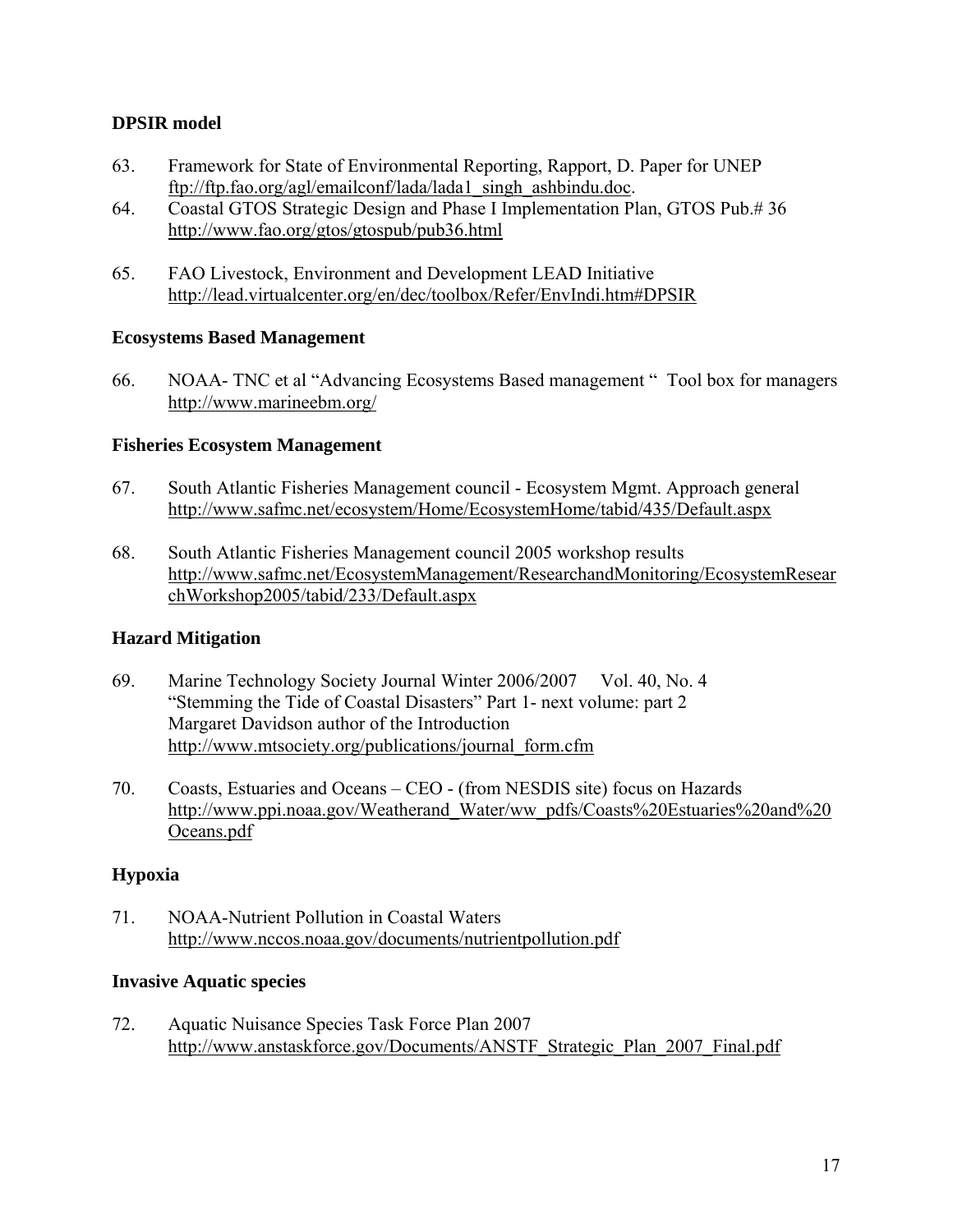**DPSIR model**

63. Framework for State of Environmental Reporting, Rapport, D. Paper for UNEP ftp://ftp.fao.org/agl/emailconf/lada/lada1_singh_ashbindu.doc.
64. Coastal GTOS Strategic Design and Phase I Implementation Plan, GTOS Pub.# 36 http://www.fao.org/gtos/gtospub/pub36.html
65. FAO Livestock, Environment and Development LEAD Initiative http://lead.virtualcenter.org/en/dec/toolbox/Refer/EnvIndi.htm#DPSIR

**Ecosystems Based Management**

66. NOAA- TNC et al "Advancing Ecosystems Based management " Tool box for managers http://www.marineebm.org/

**Fisheries Ecosystem Management**

67. South Atlantic Fisheries Management council - Ecosystem Mgmt. Approach general http://www.safmc.net/ecosystem/Home/EcosystemHome/tabid/435/Default.aspx
68. South Atlantic Fisheries Management council 2005 workshop results http://www.safmc.net/EcosystemManagement/ResearchandMonitoring/EcosystemResearchWorkshop2005/tabid/233/Default.aspx

**Hazard Mitigation**

69. Marine Technology Society Journal Winter 2006/2007 Vol. 40, No. 4
 "Stemming the Tide of Coastal Disasters" Part 1- next volume: part 2
 Margaret Davidson author of the Introduction
 http://www.mtsociety.org/publications/journal_form.cfm
70. Coasts, Estuaries and Oceans – CEO - (from NESDIS site) focus on Hazards http://www.ppi.noaa.gov/Weatherand_Water/ww_pdfs/Coasts%20Estuaries%20and%20Oceans.pdf

**Hypoxia**

71. NOAA-Nutrient Pollution in Coastal Waters http://www.nccos.noaa.gov/documents/nutrientpollution.pdf

**Invasive Aquatic species**

72. Aquatic Nuisance Species Task Force Plan 2007 http://www.anstaskforce.gov/Documents/ANSTF_Strategic_Plan_2007_Final.pdf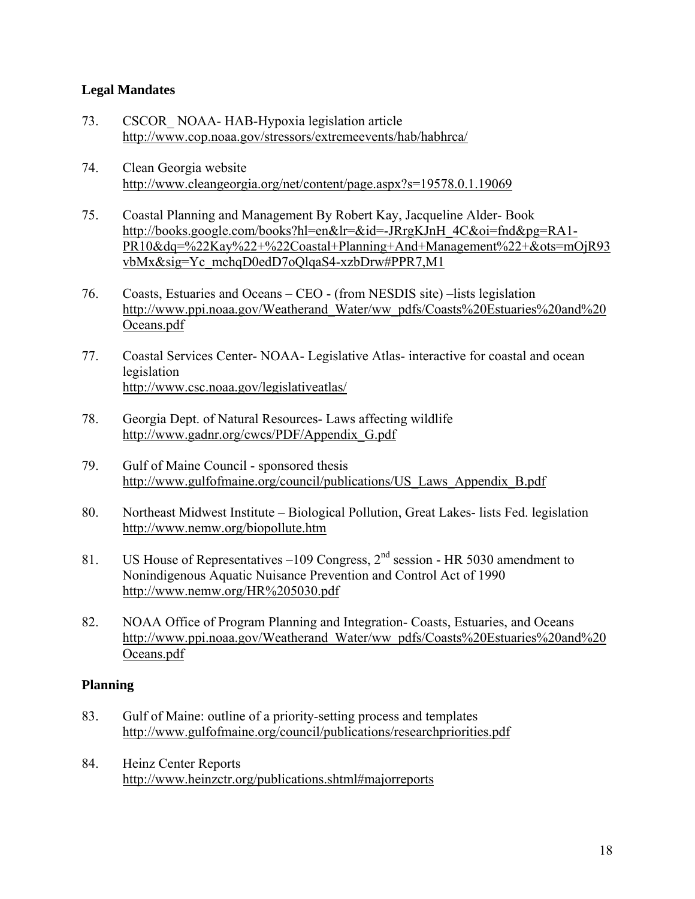## Legal Mandates

73. CSCOR_ NOAA- HAB-Hypoxia legislation article
    http://www.cop.noaa.gov/stressors/extremeevents/hab/habhrca/

74. Clean Georgia website
    http://www.cleangeorgia.org/net/content/page.aspx?s=19578.0.1.19069

75. Coastal Planning and Management By Robert Kay, Jacqueline Alder- Book
    http://books.google.com/books?hl=en&lr=&id=-JRrgKJnH_4C&oi=fnd&pg=RA1-PR10&dq=%22Kay%22+%22Coastal+Planning+And+Management%22+&ots=mOjR93vbMx&sig=Yc_mchqD0edD7oQlqaS4-xzbDrw#PPR7,M1

76. Coasts, Estuaries and Oceans – CEO - (from NESDIS site) –lists legislation
    http://www.ppi.noaa.gov/Weatherand_Water/ww_pdfs/Coasts%20Estuaries%20and%20Oceans.pdf

77. Coastal Services Center- NOAA- Legislative Atlas- interactive for coastal and ocean legislation
    http://www.csc.noaa.gov/legislativeatlas/

78. Georgia Dept. of Natural Resources- Laws affecting wildlife
    http://www.gadnr.org/cwcs/PDF/Appendix_G.pdf

79. Gulf of Maine Council - sponsored thesis
    http://www.gulfofmaine.org/council/publications/US_Laws_Appendix_B.pdf

80. Northeast Midwest Institute – Biological Pollution, Great Lakes- lists Fed. legislation
    http://www.nemw.org/biopollute.htm

81. US House of Representatives –109 Congress, 2nd session - HR 5030 amendment to Nonindigenous Aquatic Nuisance Prevention and Control Act of 1990
    http://www.nemw.org/HR%205030.pdf

82. NOAA Office of Program Planning and Integration- Coasts, Estuaries, and Oceans
    http://www.ppi.noaa.gov/Weatherand_Water/ww_pdfs/Coasts%20Estuaries%20and%20Oceans.pdf

## Planning

83. Gulf of Maine: outline of a priority-setting process and templates
    http://www.gulfofmaine.org/council/publications/researchpriorities.pdf

84. Heinz Center Reports
    http://www.heinzctr.org/publications.shtml#majorreports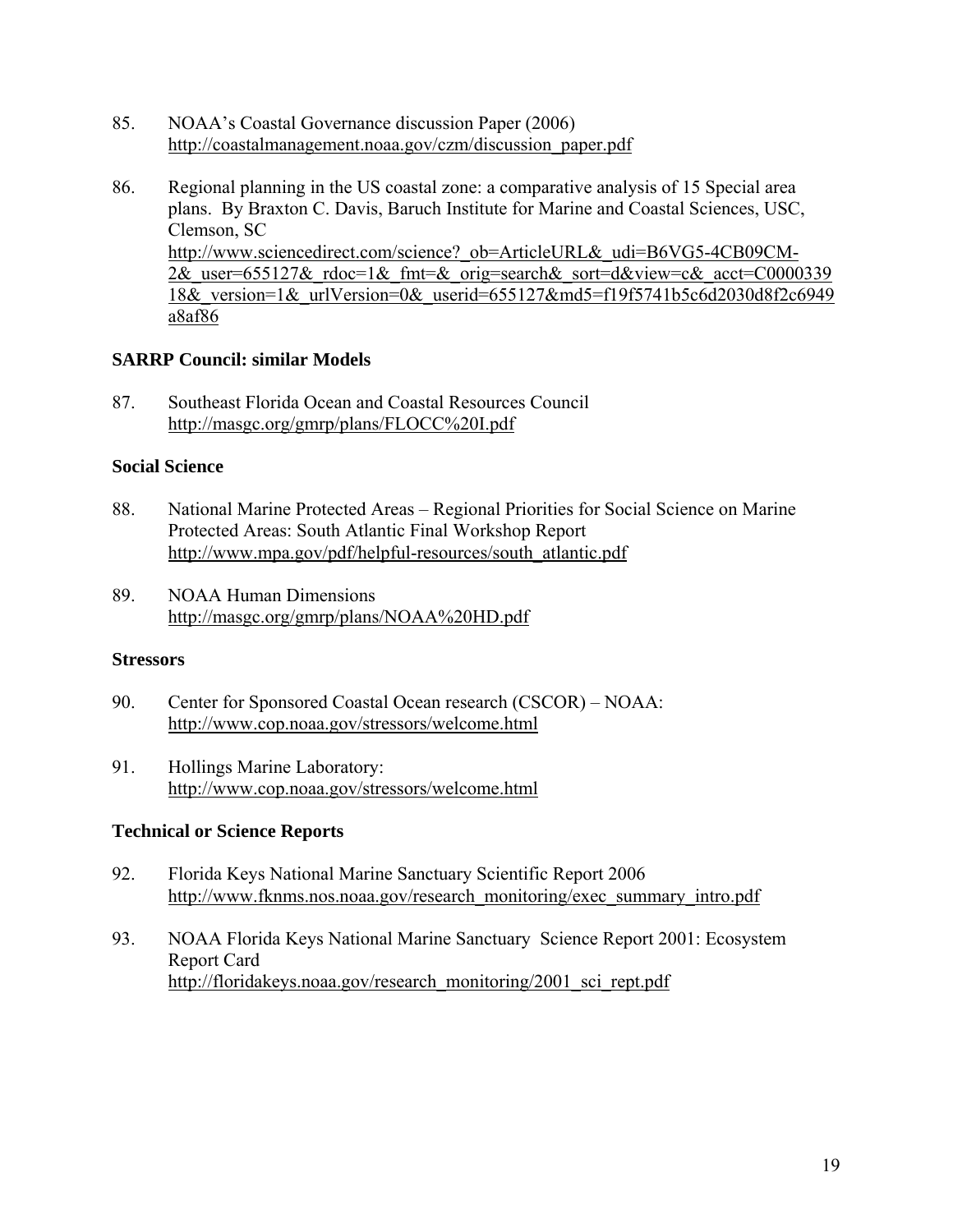85. NOAA's Coastal Governance discussion Paper (2006)
    http://coastalmanagement.noaa.gov/czm/discussion_paper.pdf

86. Regional planning in the US coastal zone: a comparative analysis of 15 Special area plans. By Braxton C. Davis, Baruch Institute for Marine and Coastal Sciences, USC, Clemson, SC
    http://www.sciencedirect.com/science?_ob=ArticleURL&_udi=B6VG5-4CB09CM-2&_user=655127&_rdoc=1&_fmt=&_orig=search&_sort=d&view=c&_acct=C000033918&_version=1&_urlVersion=0&_userid=655127&md5=f19f5741b5c6d2030d8f2c6949a8af86

**SARRP Council: similar Models**

87. Southeast Florida Ocean and Coastal Resources Council
    http://masgc.org/gmrp/plans/FLOCC%20I.pdf

**Social Science**

88. National Marine Protected Areas – Regional Priorities for Social Science on Marine Protected Areas: South Atlantic Final Workshop Report
    http://www.mpa.gov/pdf/helpful-resources/south_atlantic.pdf

89. NOAA Human Dimensions
    http://masgc.org/gmrp/plans/NOAA%20HD.pdf

**Stressors**

90. Center for Sponsored Coastal Ocean research (CSCOR) – NOAA:
    http://www.cop.noaa.gov/stressors/welcome.html

91. Hollings Marine Laboratory:
    http://www.cop.noaa.gov/stressors/welcome.html

**Technical or Science Reports**

92. Florida Keys National Marine Sanctuary Scientific Report 2006
    http://www.fknms.nos.noaa.gov/research_monitoring/exec_summary_intro.pdf

93. NOAA Florida Keys National Marine Sanctuary Science Report 2001: Ecosystem Report Card
    http://floridakeys.noaa.gov/research_monitoring/2001_sci_rept.pdf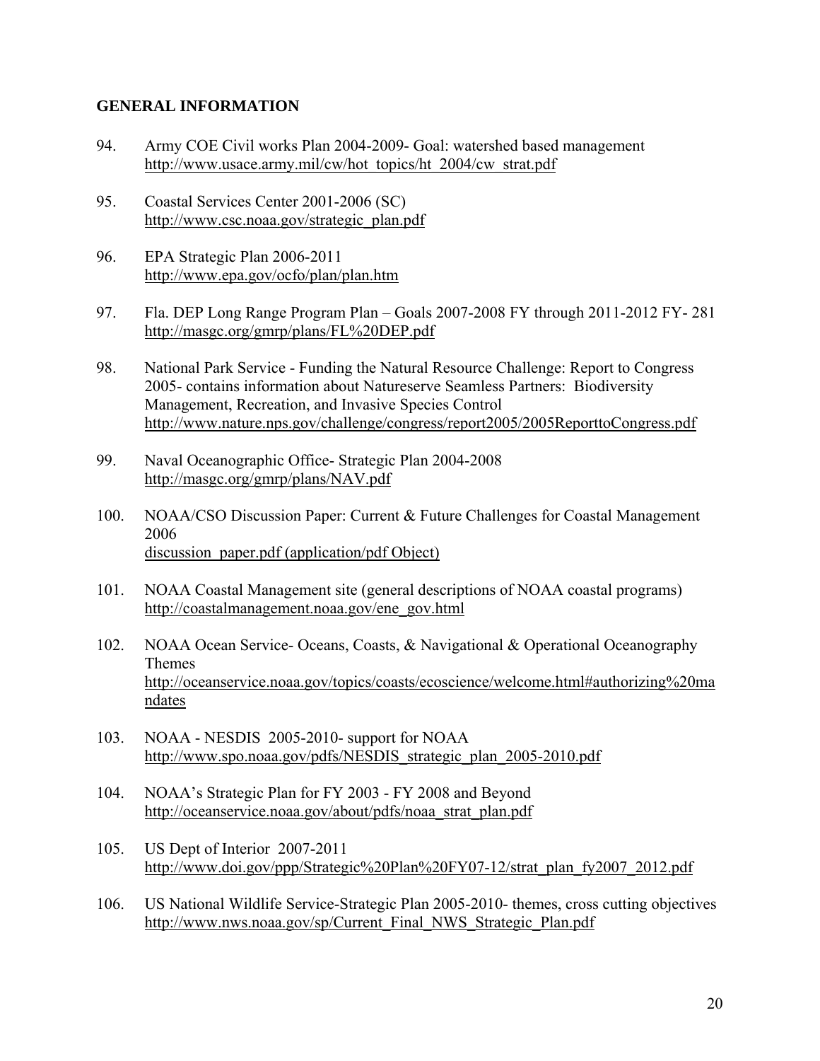## GENERAL INFORMATION

94. Army COE Civil works Plan 2004-2009- Goal: watershed based management
    http://www.usace.army.mil/cw/hot_topics/ht_2004/cw_strat.pdf

95. Coastal Services Center 2001-2006 (SC)
    http://www.csc.noaa.gov/strategic_plan.pdf

96. EPA Strategic Plan 2006-2011
    http://www.epa.gov/ocfo/plan/plan.htm

97. Fla. DEP Long Range Program Plan – Goals 2007-2008 FY through 2011-2012 FY- 281
    http://masgc.org/gmrp/plans/FL%20DEP.pdf

98. National Park Service - Funding the Natural Resource Challenge: Report to Congress 2005- contains information about Natureserve Seamless Partners: Biodiversity Management, Recreation, and Invasive Species Control
    http://www.nature.nps.gov/challenge/congress/report2005/2005ReporttoCongress.pdf

99. Naval Oceanographic Office- Strategic Plan 2004-2008
    http://masgc.org/gmrp/plans/NAV.pdf

100. NOAA/CSO Discussion Paper: Current & Future Challenges for Coastal Management 2006
     discussion_paper.pdf (application/pdf Object)

101. NOAA Coastal Management site (general descriptions of NOAA coastal programs)
     http://coastalmanagement.noaa.gov/ene_gov.html

102. NOAA Ocean Service- Oceans, Coasts, & Navigational & Operational Oceanography Themes
     http://oceanservice.noaa.gov/topics/coasts/ecoscience/welcome.html#authorizing%20mandates

103. NOAA - NESDIS 2005-2010- support for NOAA
     http://www.spo.noaa.gov/pdfs/NESDIS_strategic_plan_2005-2010.pdf

104. NOAA's Strategic Plan for FY 2003 - FY 2008 and Beyond
     http://oceanservice.noaa.gov/about/pdfs/noaa_strat_plan.pdf

105. US Dept of Interior 2007-2011
     http://www.doi.gov/ppp/Strategic%20Plan%20FY07-12/strat_plan_fy2007_2012.pdf

106. US National Wildlife Service-Strategic Plan 2005-2010- themes, cross cutting objectives
     http://www.nws.noaa.gov/sp/Current_Final_NWS_Strategic_Plan.pdf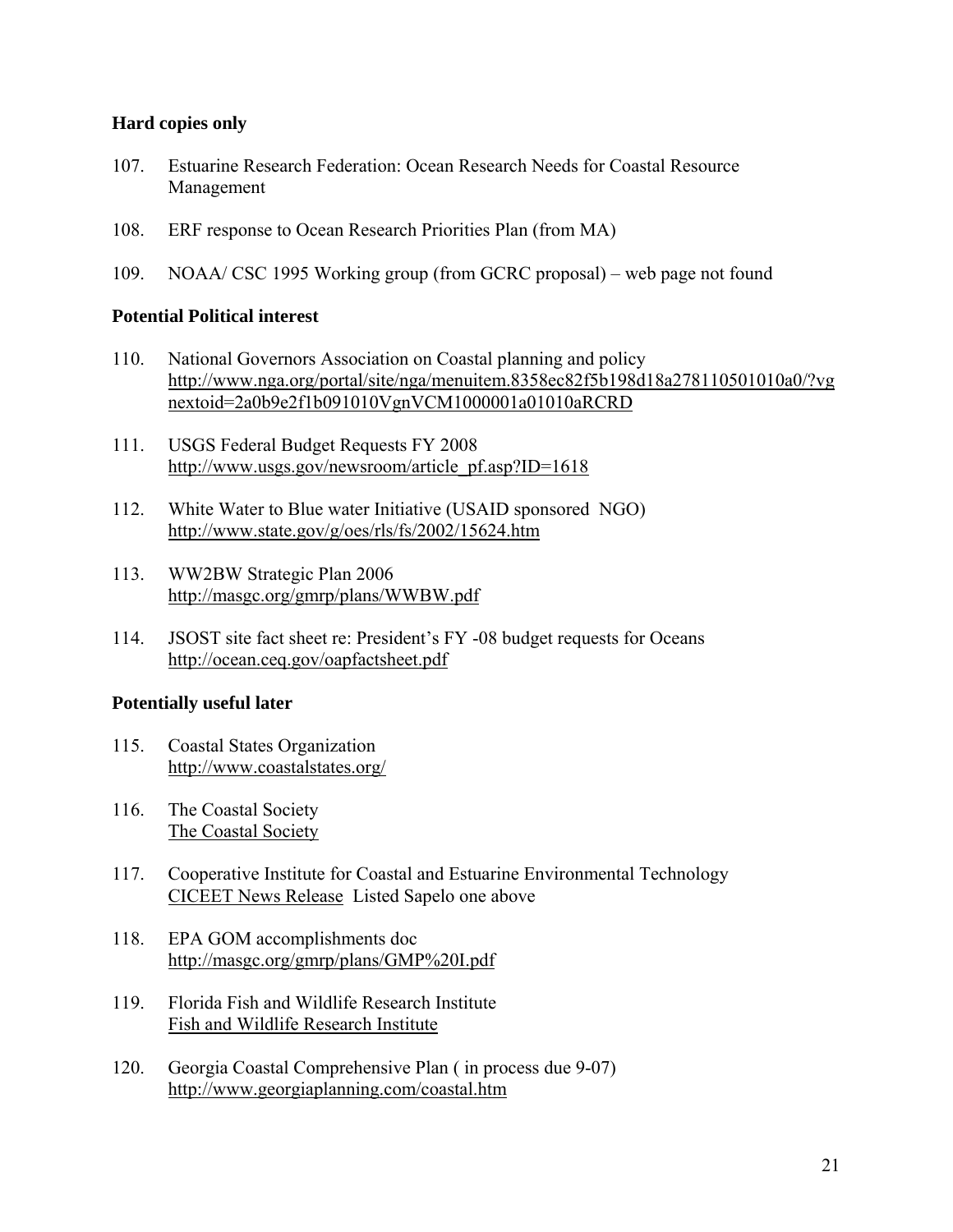**Hard copies only**

107. Estuarine Research Federation: Ocean Research Needs for Coastal Resource Management

108. ERF response to Ocean Research Priorities Plan (from MA)

109. NOAA/ CSC 1995 Working group (from GCRC proposal) – web page not found

**Potential Political interest**

110. National Governors Association on Coastal planning and policy
http://www.nga.org/portal/site/nga/menuitem.8358ec82f5b198d18a278110501010a0/?vgnextoid=2a0b9e2f1b091010VgnVCM1000001a01010aRCRD

111. USGS Federal Budget Requests FY 2008
http://www.usgs.gov/newsroom/article_pf.asp?ID=1618

112. White Water to Blue water Initiative (USAID sponsored NGO)
http://www.state.gov/g/oes/rls/fs/2002/15624.htm

113. WW2BW Strategic Plan 2006
http://masgc.org/gmrp/plans/WWBW.pdf

114. JSOST site fact sheet re: President's FY -08 budget requests for Oceans
http://ocean.ceq.gov/oapfactsheet.pdf

**Potentially useful later**

115. Coastal States Organization
http://www.coastalstates.org/

116. The Coastal Society
The Coastal Society

117. Cooperative Institute for Coastal and Estuarine Environmental Technology
CICEET News Release Listed Sapelo one above

118. EPA GOM accomplishments doc
http://masgc.org/gmrp/plans/GMP%20I.pdf

119. Florida Fish and Wildlife Research Institute
Fish and Wildlife Research Institute

120. Georgia Coastal Comprehensive Plan ( in process due 9-07)
http://www.georgiaplanning.com/coastal.htm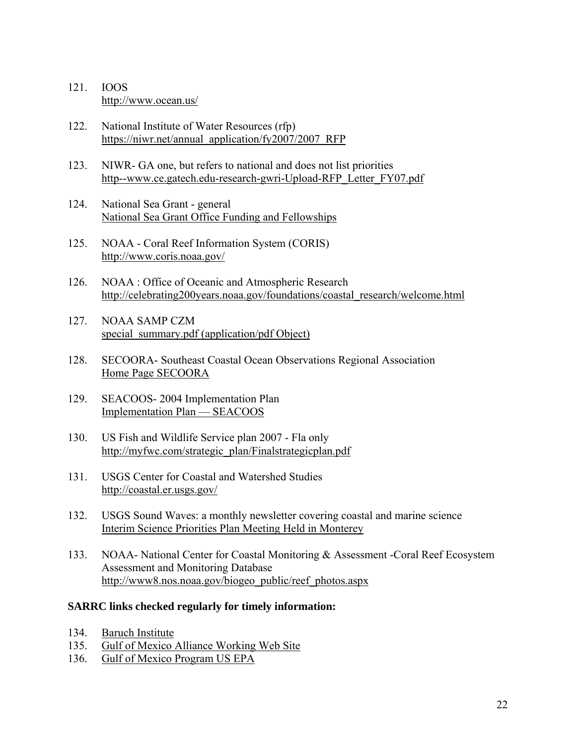121. IOOS
     http://www.ocean.us/

122. National Institute of Water Resources (rfp)
     https://niwr.net/annual_application/fy2007/2007_RFP

123. NIWR- GA one, but refers to national and does not list priorities
     http--www.ce.gatech.edu-research-gwri-Upload-RFP_Letter_FY07.pdf

124. National Sea Grant - general
     National Sea Grant Office Funding and Fellowships

125. NOAA - Coral Reef Information System (CORIS)
     http://www.coris.noaa.gov/

126. NOAA : Office of Oceanic and Atmospheric Research
     http://celebrating200years.noaa.gov/foundations/coastal_research/welcome.html

127. NOAA SAMP CZM
     special_summary.pdf (application/pdf Object)

128. SECOORA- Southeast Coastal Ocean Observations Regional Association
     Home Page SECOORA

129. SEACOOS- 2004 Implementation Plan
     Implementation Plan — SEACOOS

130. US Fish and Wildlife Service plan 2007 - Fla only
     http://myfwc.com/strategic_plan/Finalstrategicplan.pdf

131. USGS Center for Coastal and Watershed Studies
     http://coastal.er.usgs.gov/

132. USGS Sound Waves: a monthly newsletter covering coastal and marine science
     Interim Science Priorities Plan Meeting Held in Monterey

133. NOAA- National Center for Coastal Monitoring & Assessment -Coral Reef Ecosystem Assessment and Monitoring Database
     http://www8.nos.noaa.gov/biogeo_public/reef_photos.aspx

**SARRC links checked regularly for timely information:**

134. Baruch Institute
135. Gulf of Mexico Alliance Working Web Site
136. Gulf of Mexico Program US EPA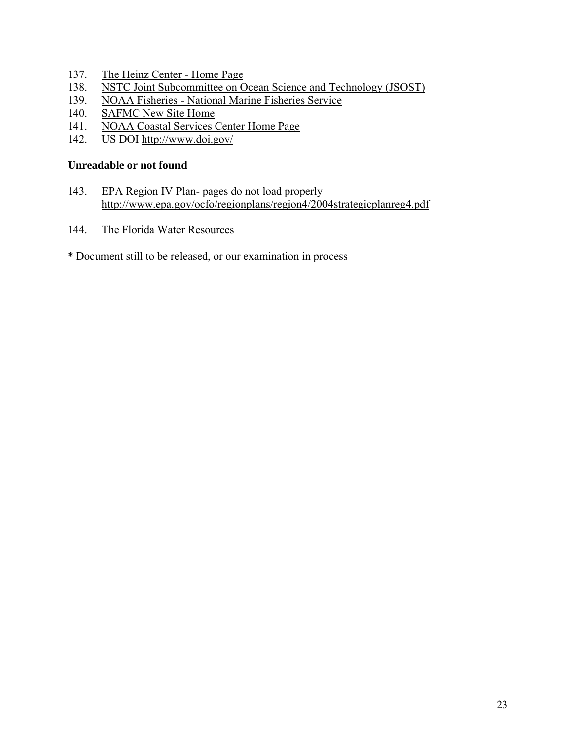137. The Heinz Center - Home Page
138. NSTC Joint Subcommittee on Ocean Science and Technology (JSOST)
139. NOAA Fisheries - National Marine Fisheries Service
140. SAFMC New Site Home
141. NOAA Coastal Services Center Home Page
142. US DOI http://www.doi.gov/

**Unreadable or not found**

143. EPA Region IV Plan- pages do not load properly http://www.epa.gov/ocfo/regionplans/region4/2004strategicplanreg4.pdf

144. The Florida Water Resources

**\*** Document still to be released, or our examination in process